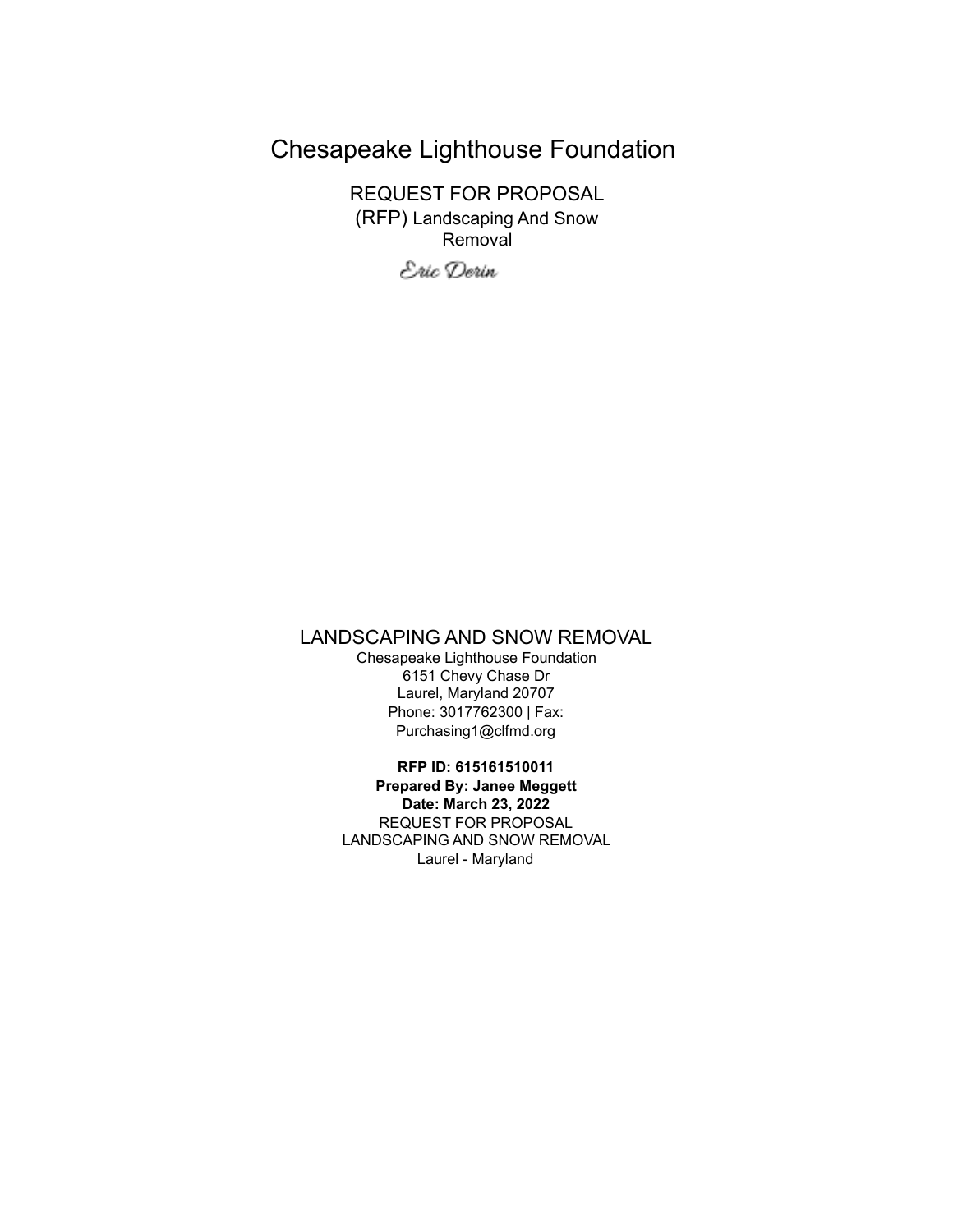# Chesapeake Lighthouse Foundation

REQUEST FOR PROPOSAL
(RFP) Landscaping And Snow Removal

*Eric Derin*

## LANDSCAPING AND SNOW REMOVAL

Chesapeake Lighthouse Foundation
6151 Chevy Chase Dr
Laurel, Maryland 20707
Phone: 3017762300 | Fax:
Purchasing1@clfmd.org

**RFP ID: 615161510011**
**Prepared By: Janee Meggett**
**Date: March 23, 2022**
REQUEST FOR PROPOSAL
LANDSCAPING AND SNOW REMOVAL
Laurel - Maryland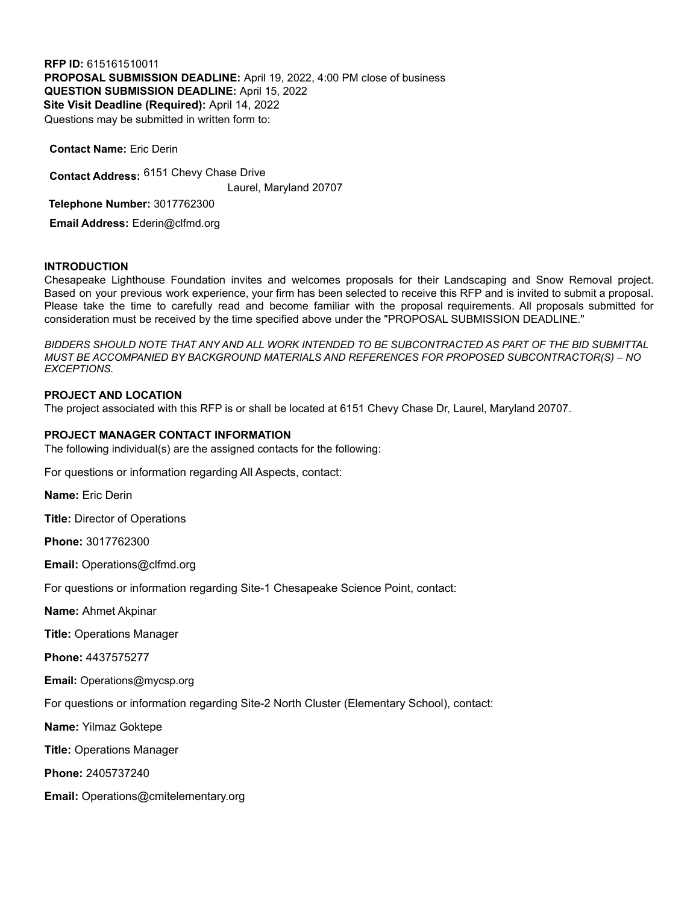**RFP ID:** 615161510011
**PROPOSAL SUBMISSION DEADLINE:** April 19, 2022, 4:00 PM close of business
**QUESTION SUBMISSION DEADLINE:** April 15, 2022
**Site Visit Deadline (Required):** April 14, 2022
Questions may be submitted in written form to:

**Contact Name:** Eric Derin

**Contact Address:** 6151 Chevy Chase Drive
Laurel, Maryland 20707

**Telephone Number:** 3017762300

**Email Address:** Ederin@clfmd.org

## INTRODUCTION

Chesapeake Lighthouse Foundation invites and welcomes proposals for their Landscaping and Snow Removal project. Based on your previous work experience, your firm has been selected to receive this RFP and is invited to submit a proposal. Please take the time to carefully read and become familiar with the proposal requirements. All proposals submitted for consideration must be received by the time specified above under the "PROPOSAL SUBMISSION DEADLINE."

*BIDDERS SHOULD NOTE THAT ANY AND ALL WORK INTENDED TO BE SUBCONTRACTED AS PART OF THE BID SUBMITTAL MUST BE ACCOMPANIED BY BACKGROUND MATERIALS AND REFERENCES FOR PROPOSED SUBCONTRACTOR(S) – NO EXCEPTIONS.*

## PROJECT AND LOCATION

The project associated with this RFP is or shall be located at 6151 Chevy Chase Dr, Laurel, Maryland 20707.

## PROJECT MANAGER CONTACT INFORMATION

The following individual(s) are the assigned contacts for the following:

For questions or information regarding All Aspects, contact:

**Name:** Eric Derin

**Title:** Director of Operations

**Phone:** 3017762300

**Email:** Operations@clfmd.org

For questions or information regarding Site-1 Chesapeake Science Point, contact:

**Name:** Ahmet Akpinar

**Title:** Operations Manager

**Phone:** 4437575277

**Email:** Operations@mycsp.org

For questions or information regarding Site-2 North Cluster (Elementary School), contact:

**Name:** Yilmaz Goktepe

**Title:** Operations Manager

**Phone:** 2405737240

**Email:** Operations@cmitelementary.org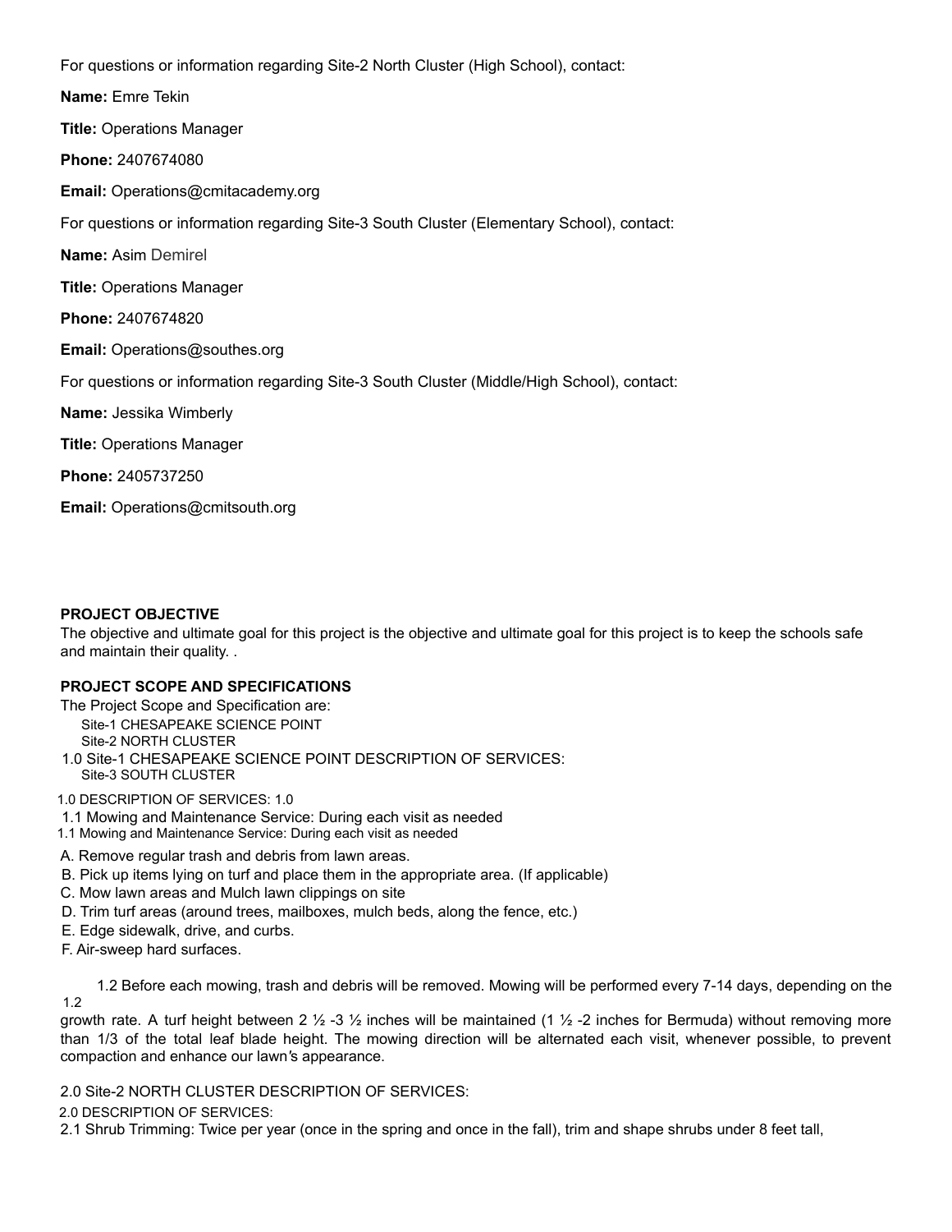For questions or information regarding Site-2 North Cluster (High School), contact:

**Name:** Emre Tekin

**Title:** Operations Manager

**Phone:** 2407674080

**Email:** Operations@cmitacademy.org

For questions or information regarding Site-3 South Cluster (Elementary School), contact:

**Name:** Asim Demirel

**Title:** Operations Manager

**Phone:** 2407674820

**Email:** Operations@southes.org

For questions or information regarding Site-3 South Cluster (Middle/High School), contact:

**Name:** Jessika Wimberly

**Title:** Operations Manager

**Phone:** 2405737250

**Email:** Operations@cmitsouth.org

**PROJECT OBJECTIVE**

The objective and ultimate goal for this project is the objective and ultimate goal for this project is to keep the schools safe and maintain their quality. .

**PROJECT SCOPE AND SPECIFICATIONS**

The Project Scope and Specification are:

Site-1 CHESAPEAKE SCIENCE POINT

Site-2 NORTH CLUSTER

1.0 Site-1 CHESAPEAKE SCIENCE POINT DESCRIPTION OF SERVICES:

Site-3 SOUTH CLUSTER

1.0 DESCRIPTION OF SERVICES: 1.0

1.1 Mowing and Maintenance Service: During each visit as needed

1.1 Mowing and Maintenance Service: During each visit as needed

A. Remove regular trash and debris from lawn areas.

B. Pick up items lying on turf and place them in the appropriate area. (If applicable)

C. Mow lawn areas and Mulch lawn clippings on site

D. Trim turf areas (around trees, mailboxes, mulch beds, along the fence, etc.)

E. Edge sidewalk, drive, and curbs.

F. Air-sweep hard surfaces.

1.2 Before each mowing, trash and debris will be removed. Mowing will be performed every 7-14 days, depending on the growth rate. A turf height between 2 ½ -3 ½ inches will be maintained (1 ½ -2 inches for Bermuda) without removing more than 1/3 of the total leaf blade height. The mowing direction will be alternated each visit, whenever possible, to prevent compaction and enhance our lawn's appearance.

1.2

2.0 Site-2 NORTH CLUSTER DESCRIPTION OF SERVICES:

2.0 DESCRIPTION OF SERVICES:

2.1 Shrub Trimming: Twice per year (once in the spring and once in the fall), trim and shape shrubs under 8 feet tall,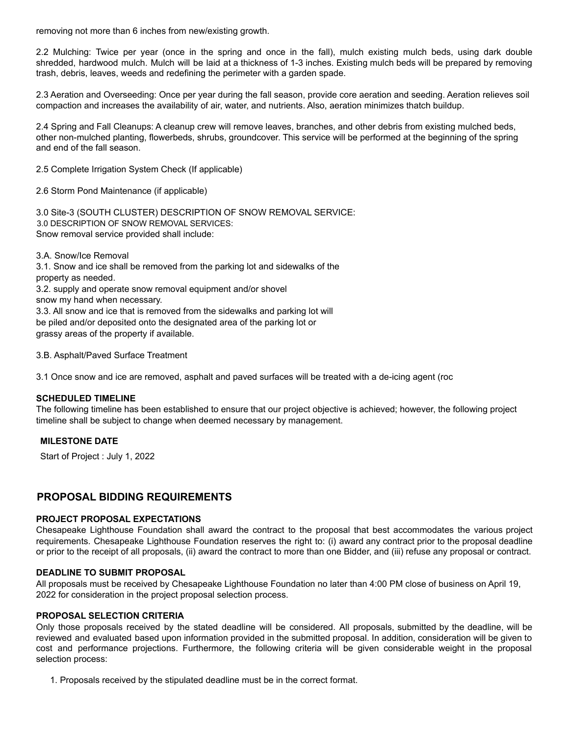removing not more than 6 inches from new/existing growth.

2.2 Mulching: Twice per year (once in the spring and once in the fall), mulch existing mulch beds, using dark double shredded, hardwood mulch. Mulch will be laid at a thickness of 1-3 inches. Existing mulch beds will be prepared by removing trash, debris, leaves, weeds and redefining the perimeter with a garden spade.

2.3 Aeration and Overseeding: Once per year during the fall season, provide core aeration and seeding. Aeration relieves soil compaction and increases the availability of air, water, and nutrients. Also, aeration minimizes thatch buildup.

2.4 Spring and Fall Cleanups: A cleanup crew will remove leaves, branches, and other debris from existing mulched beds, other non-mulched planting, flowerbeds, shrubs, groundcover. This service will be performed at the beginning of the spring and end of the fall season.

2.5 Complete Irrigation System Check (If applicable)

2.6 Storm Pond Maintenance (if applicable)

3.0 Site-3 (SOUTH CLUSTER) DESCRIPTION OF SNOW REMOVAL SERVICE:
3.0 DESCRIPTION OF SNOW REMOVAL SERVICES:
Snow removal service provided shall include:

3.A. Snow/Ice Removal
3.1. Snow and ice shall be removed from the parking lot and sidewalks of the property as needed.
3.2. supply and operate snow removal equipment and/or shovel snow my hand when necessary.
3.3. All snow and ice that is removed from the sidewalks and parking lot will be piled and/or deposited onto the designated area of the parking lot or grassy areas of the property if available.

3.B. Asphalt/Paved Surface Treatment

3.1 Once snow and ice are removed, asphalt and paved surfaces will be treated with a de-icing agent (roc

**SCHEDULED TIMELINE**
The following timeline has been established to ensure that our project objective is achieved; however, the following project timeline shall be subject to change when deemed necessary by management.

**MILESTONE DATE**

Start of Project : July 1, 2022

## PROPOSAL BIDDING REQUIREMENTS

**PROJECT PROPOSAL EXPECTATIONS**
Chesapeake Lighthouse Foundation shall award the contract to the proposal that best accommodates the various project requirements. Chesapeake Lighthouse Foundation reserves the right to: (i) award any contract prior to the proposal deadline or prior to the receipt of all proposals, (ii) award the contract to more than one Bidder, and (iii) refuse any proposal or contract.

**DEADLINE TO SUBMIT PROPOSAL**
All proposals must be received by Chesapeake Lighthouse Foundation no later than 4:00 PM close of business on April 19, 2022 for consideration in the project proposal selection process.

**PROPOSAL SELECTION CRITERIA**
Only those proposals received by the stated deadline will be considered. All proposals, submitted by the deadline, will be reviewed and evaluated based upon information provided in the submitted proposal. In addition, consideration will be given to cost and performance projections. Furthermore, the following criteria will be given considerable weight in the proposal selection process:

1. Proposals received by the stipulated deadline must be in the correct format.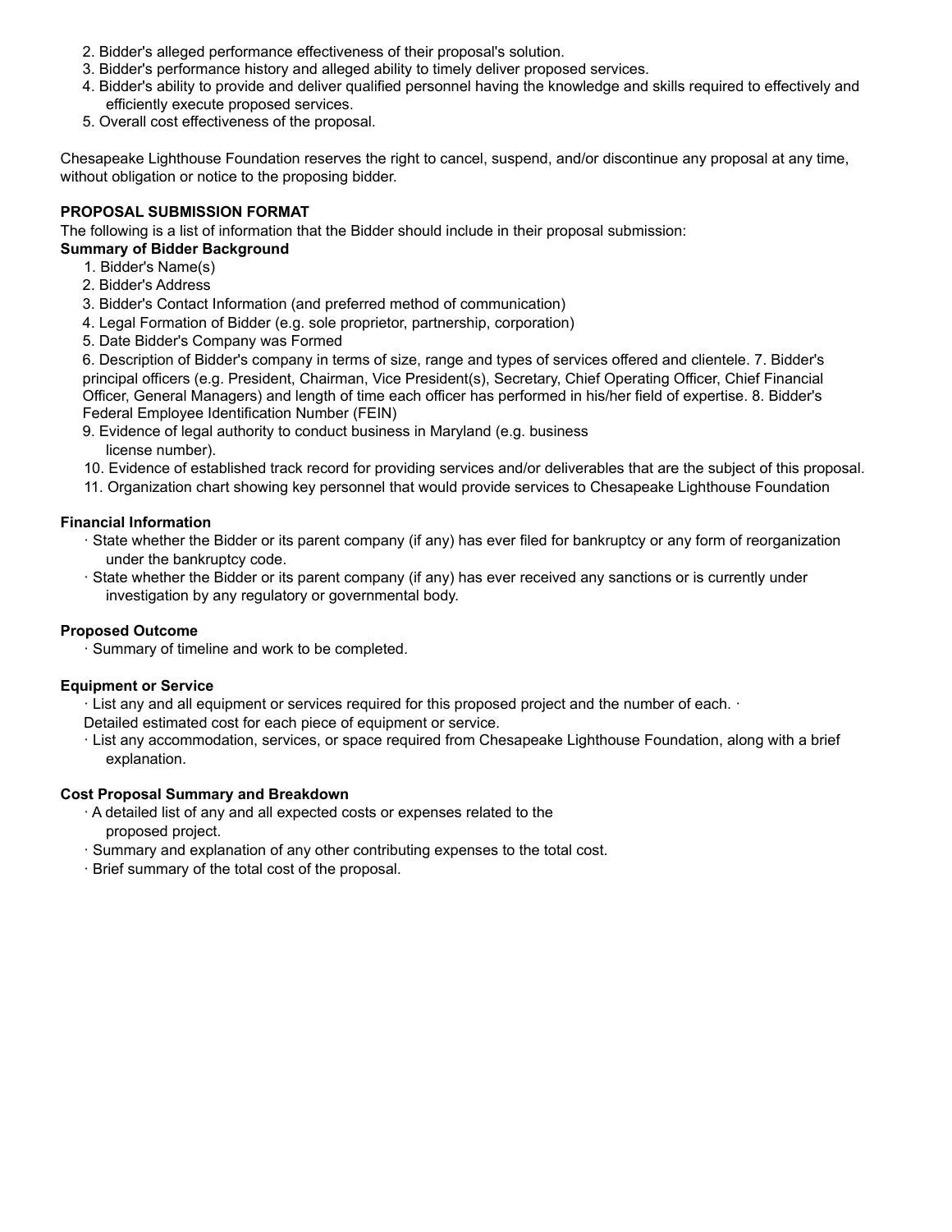2. Bidder's alleged performance effectiveness of their proposal's solution.
3. Bidder's performance history and alleged ability to timely deliver proposed services.
4. Bidder's ability to provide and deliver qualified personnel having the knowledge and skills required to effectively and efficiently execute proposed services.
5. Overall cost effectiveness of the proposal.

Chesapeake Lighthouse Foundation reserves the right to cancel, suspend, and/or discontinue any proposal at any time, without obligation or notice to the proposing bidder.

**PROPOSAL SUBMISSION FORMAT**

The following is a list of information that the Bidder should include in their proposal submission:

**Summary of Bidder Background**

1. Bidder's Name(s)
2. Bidder's Address
3. Bidder's Contact Information (and preferred method of communication)
4. Legal Formation of Bidder (e.g. sole proprietor, partnership, corporation)
5. Date Bidder's Company was Formed
6. Description of Bidder's company in terms of size, range and types of services offered and clientele. 7. Bidder's principal officers (e.g. President, Chairman, Vice President(s), Secretary, Chief Operating Officer, Chief Financial Officer, General Managers) and length of time each officer has performed in his/her field of expertise. 8. Bidder's Federal Employee Identification Number (FEIN)
9. Evidence of legal authority to conduct business in Maryland (e.g. business license number).
10. Evidence of established track record for providing services and/or deliverables that are the subject of this proposal.
11. Organization chart showing key personnel that would provide services to Chesapeake Lighthouse Foundation

**Financial Information**

- State whether the Bidder or its parent company (if any) has ever filed for bankruptcy or any form of reorganization under the bankruptcy code.
- State whether the Bidder or its parent company (if any) has ever received any sanctions or is currently under investigation by any regulatory or governmental body.

**Proposed Outcome**

- Summary of timeline and work to be completed.

**Equipment or Service**

- List any and all equipment or services required for this proposed project and the number of each. · Detailed estimated cost for each piece of equipment or service.
- List any accommodation, services, or space required from Chesapeake Lighthouse Foundation, along with a brief explanation.

**Cost Proposal Summary and Breakdown**

- A detailed list of any and all expected costs or expenses related to the proposed project.
- Summary and explanation of any other contributing expenses to the total cost.
- Brief summary of the total cost of the proposal.